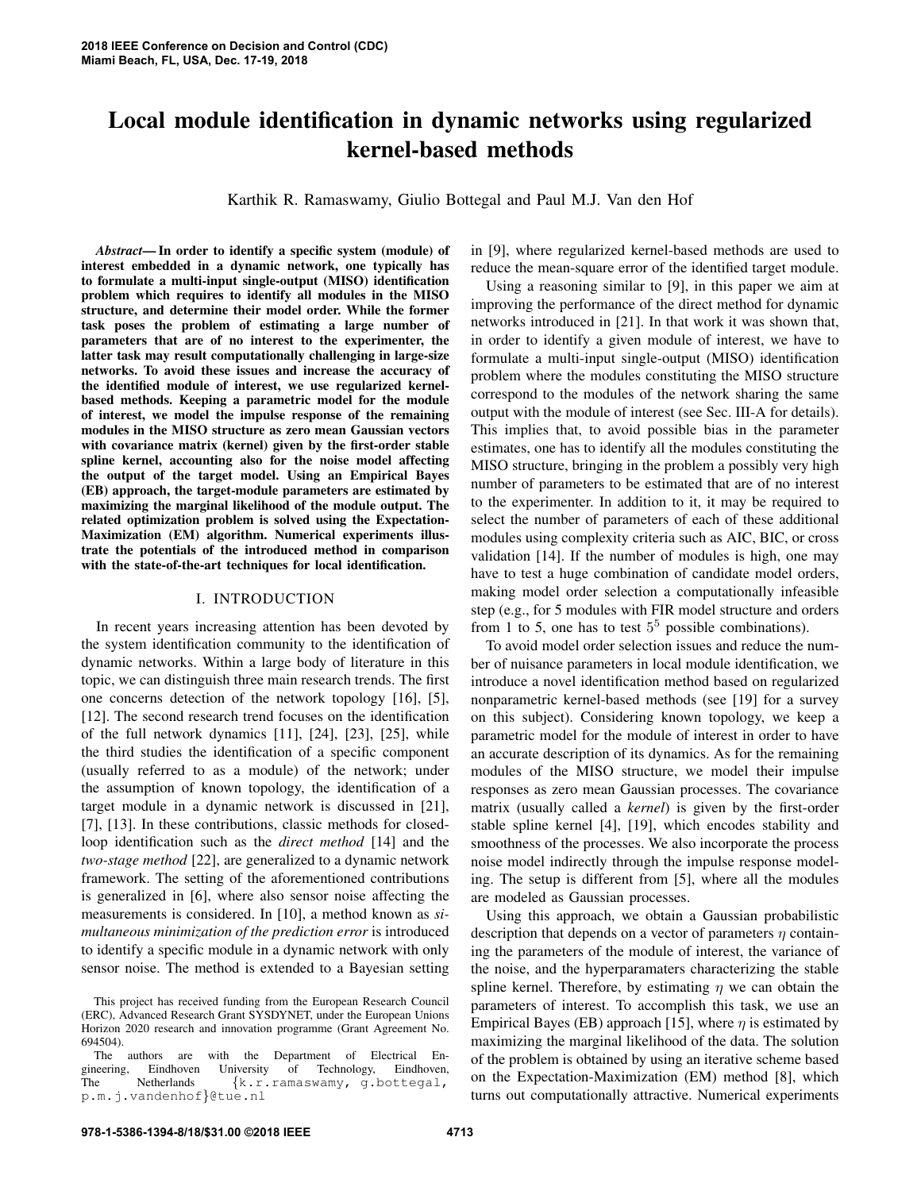# Local module identification in dynamic networks using regularized kernel-based methods

Karthik R. Ramaswamy, Giulio Bottegal and Paul M.J. Van den Hof

***Abstract*— In order to identify a specific system (module) of interest embedded in a dynamic network, one typically has to formulate a multi-input single-output (MISO) identification problem which requires to identify all modules in the MISO structure, and determine their model order. While the former task poses the problem of estimating a large number of parameters that are of no interest to the experimenter, the latter task may result computationally challenging in large-size networks. To avoid these issues and increase the accuracy of the identified module of interest, we use regularized kernel-based methods. Keeping a parametric model for the module of interest, we model the impulse response of the remaining modules in the MISO structure as zero mean Gaussian vectors with covariance matrix (kernel) given by the first-order stable spline kernel, accounting also for the noise model affecting the output of the target model. Using an Empirical Bayes (EB) approach, the target-module parameters are estimated by maximizing the marginal likelihood of the module output. The related optimization problem is solved using the Expectation-Maximization (EM) algorithm. Numerical experiments illustrate the potentials of the introduced method in comparison with the state-of-the-art techniques for local identification.**

## I. INTRODUCTION

In recent years increasing attention has been devoted by the system identification community to the identification of dynamic networks. Within a large body of literature in this topic, we can distinguish three main research trends. The first one concerns detection of the network topology [16], [5], [12]. The second research trend focuses on the identification of the full network dynamics [11], [24], [23], [25], while the third studies the identification of a specific component (usually referred to as a module) of the network; under the assumption of known topology, the identification of a target module in a dynamic network is discussed in [21], [7], [13]. In these contributions, classic methods for closed-loop identification such as the *direct method* [14] and the *two-stage method* [22], are generalized to a dynamic network framework. The setting of the aforementioned contributions is generalized in [6], where also sensor noise affecting the measurements is considered. In [10], a method known as *simultaneous minimization of the prediction error* is introduced to identify a specific module in a dynamic network with only sensor noise. The method is extended to a Bayesian setting in [9], where regularized kernel-based methods are used to reduce the mean-square error of the identified target module.

Using a reasoning similar to [9], in this paper we aim at improving the performance of the direct method for dynamic networks introduced in [21]. In that work it was shown that, in order to identify a given module of interest, we have to formulate a multi-input single-output (MISO) identification problem where the modules constituting the MISO structure correspond to the modules of the network sharing the same output with the module of interest (see Sec. III-A for details). This implies that, to avoid possible bias in the parameter estimates, one has to identify all the modules constituting the MISO structure, bringing in the problem a possibly very high number of parameters to be estimated that are of no interest to the experimenter. In addition to it, it may be required to select the number of parameters of each of these additional modules using complexity criteria such as AIC, BIC, or cross validation [14]. If the number of modules is high, one may have to test a huge combination of candidate model orders, making model order selection a computationally infeasible step (e.g., for 5 modules with FIR model structure and orders from 1 to 5, one has to test $5^5$ possible combinations).

To avoid model order selection issues and reduce the number of nuisance parameters in local module identification, we introduce a novel identification method based on regularized nonparametric kernel-based methods (see [19] for a survey on this subject). Considering known topology, we keep a parametric model for the module of interest in order to have an accurate description of its dynamics. As for the remaining modules of the MISO structure, we model their impulse responses as zero mean Gaussian processes. The covariance matrix (usually called a *kernel*) is given by the first-order stable spline kernel [4], [19], which encodes stability and smoothness of the processes. We also incorporate the process noise model indirectly through the impulse response modeling. The setup is different from [5], where all the modules are modeled as Gaussian processes.

Using this approach, we obtain a Gaussian probabilistic description that depends on a vector of parameters $\eta$ containing the parameters of the module of interest, the variance of the noise, and the hyperparamaters characterizing the stable spline kernel. Therefore, by estimating $\eta$ we can obtain the parameters of interest. To accomplish this task, we use an Empirical Bayes (EB) approach [15], where $\eta$ is estimated by maximizing the marginal likelihood of the data. The solution of the problem is obtained by using an iterative scheme based on the Expectation-Maximization (EM) method [8], which turns out computationally attractive. Numerical experiments

This project has received funding from the European Research Council (ERC), Advanced Research Grant SYSDYNET, under the European Unions Horizon 2020 research and innovation programme (Grant Agreement No. 694504).

The authors are with the Department of Electrical Engineering, Eindhoven University of Technology, Eindhoven, The Netherlands {k.r.ramaswamy, g.bottegal, p.m.j.vandenhof}@tue.nl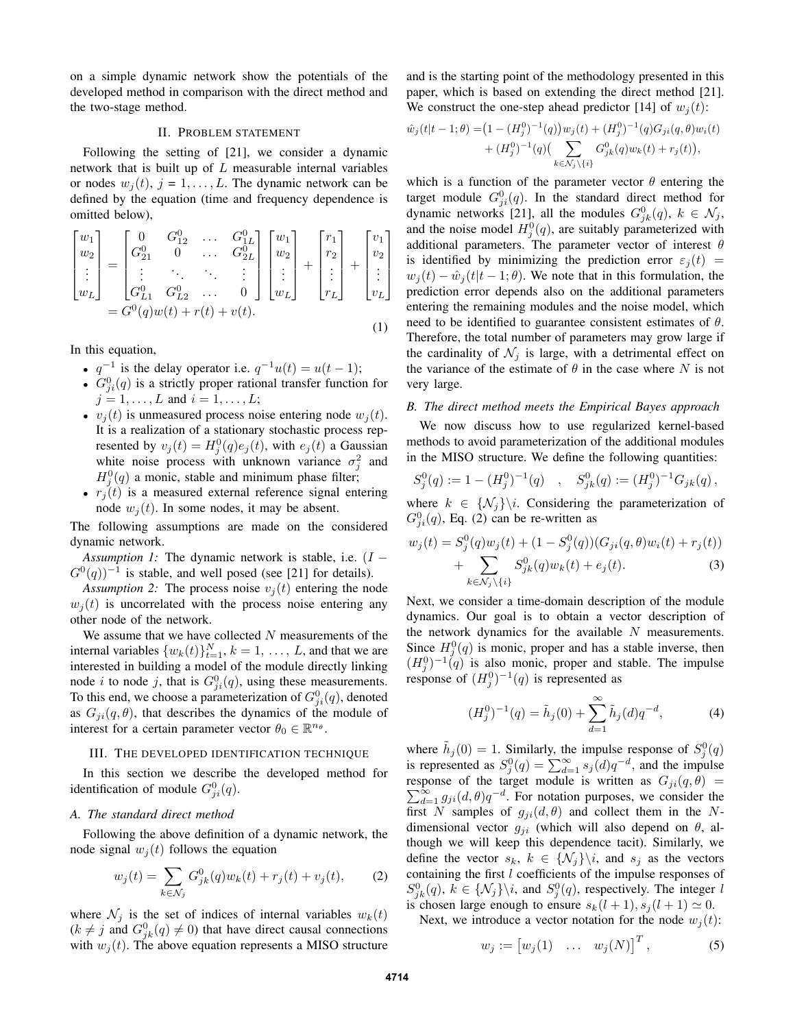on a simple dynamic network show the potentials of the developed method in comparison with the direct method and the two-stage method.

## II. Problem statement

Following the setting of [21], we consider a dynamic network that is built up of $L$ measurable internal variables or nodes $w_j(t)$, $j = 1, \ldots, L$. The dynamic network can be defined by the equation (time and frequency dependence is omitted below),

$$\begin{bmatrix} w_1 \\ w_2 \\ \vdots \\ w_L \end{bmatrix} = \begin{bmatrix} 0 & G_{12}^0 & \ldots & G_{1L}^0 \\ G_{21}^0 & 0 & \ldots & G_{2L}^0 \\ \vdots & \ddots & \ddots & \vdots \\ G_{L1}^0 & G_{L2}^0 & \ldots & 0 \end{bmatrix} \begin{bmatrix} w_1 \\ w_2 \\ \vdots \\ w_L \end{bmatrix} + \begin{bmatrix} r_1 \\ r_2 \\ \vdots \\ r_L \end{bmatrix} + \begin{bmatrix} v_1 \\ v_2 \\ \vdots \\ v_L \end{bmatrix}$$
$$= G^0(q)w(t) + r(t) + v(t). \tag{1}$$

In this equation,

- $q^{-1}$ is the delay operator i.e. $q^{-1}u(t) = u(t-1)$;
- $G_{ji}^0(q)$ is a strictly proper rational transfer function for $j = 1, \ldots, L$ and $i = 1, \ldots, L$;
- $v_j(t)$ is unmeasured process noise entering node $w_j(t)$. It is a realization of a stationary stochastic process represented by $v_j(t) = H_j^0(q)e_j(t)$, with $e_j(t)$ a Gaussian white noise process with unknown variance $\sigma_j^2$ and $H_j^0(q)$ a monic, stable and minimum phase filter;
- $r_j(t)$ is a measured external reference signal entering node $w_j(t)$. In some nodes, it may be absent.

The following assumptions are made on the considered dynamic network.

*Assumption 1:* The dynamic network is stable, i.e. $(I - G^0(q))^{-1}$ is stable, and well posed (see [21] for details).

*Assumption 2:* The process noise $v_j(t)$ entering the node $w_j(t)$ is uncorrelated with the process noise entering any other node of the network.

We assume that we have collected $N$ measurements of the internal variables $\{w_k(t)\}_{t=1}^N$, $k = 1, \ldots, L$, and that we are interested in building a model of the module directly linking node $i$ to node $j$, that is $G_{ji}^0(q)$, using these measurements. To this end, we choose a parameterization of $G_{ji}^0(q)$, denoted as $G_{ji}(q, \theta)$, that describes the dynamics of the module of interest for a certain parameter vector $\theta_0 \in \mathbb{R}^{n_\theta}$.

## III. The developed identification technique

In this section we describe the developed method for identification of module $G_{ji}^0(q)$.

### A. The standard direct method

Following the above definition of a dynamic network, the node signal $w_j(t)$ follows the equation

$$w_j(t) = \sum_{k \in \mathcal{N}_j} G_{jk}^0(q)w_k(t) + r_j(t) + v_j(t), \tag{2}$$

where $\mathcal{N}_j$ is the set of indices of internal variables $w_k(t)$ ($k \neq j$ and $G_{jk}^0(q) \neq 0$) that have direct causal connections with $w_j(t)$. The above equation represents a MISO structure and is the starting point of the methodology presented in this paper, which is based on extending the direct method [21]. We construct the one-step ahead predictor [14] of $w_j(t)$:

$$\hat{w}_j(t|t-1;\theta) = \big(1 - (H_j^0)^{-1}(q)\big)w_j(t) + (H_j^0)^{-1}(q)G_{ji}(q,\theta)w_i(t) + (H_j^0)^{-1}(q)\Big(\sum_{k \in \mathcal{N}_j \setminus \{i\}} G_{jk}^0(q)w_k(t) + r_j(t)\Big),$$

which is a function of the parameter vector $\theta$ entering the target module $G_{ji}^0(q)$. In the standard direct method for dynamic networks [21], all the modules $G_{jk}^0(q)$, $k \in \mathcal{N}_j$, and the noise model $H_j^0(q)$, are suitably parameterized with additional parameters. The parameter vector of interest $\theta$ is identified by minimizing the prediction error $\varepsilon_j(t) = w_j(t) - \hat{w}_j(t|t-1;\theta)$. We note that in this formulation, the prediction error depends also on the additional parameters entering the remaining modules and the noise model, which need to be identified to guarantee consistent estimates of $\theta$. Therefore, the total number of parameters may grow large if the cardinality of $\mathcal{N}_j$ is large, with a detrimental effect on the variance of the estimate of $\theta$ in the case where $N$ is not very large.

### B. The direct method meets the Empirical Bayes approach

We now discuss how to use regularized kernel-based methods to avoid parameterization of the additional modules in the MISO structure. We define the following quantities:

$$S_j^0(q) := 1 - (H_j^0)^{-1}(q) \quad , \quad S_{jk}^0(q) := (H_j^0)^{-1}G_{jk}(q)\,,$$

where $k \in \{\mathcal{N}_j\}\backslash i$. Considering the parameterization of $G_{ji}^0(q)$, Eq. (2) can be re-written as

$$w_j(t) = S_j^0(q)w_j(t) + (1 - S_j^0(q))(G_{ji}(q,\theta)w_i(t) + r_j(t)) + \sum_{k \in \mathcal{N}_j \setminus \{i\}} S_{jk}^0(q)w_k(t) + e_j(t). \tag{3}$$

Next, we consider a time-domain description of the module dynamics. Our goal is to obtain a vector description of the network dynamics for the available $N$ measurements. Since $H_j^0(q)$ is monic, proper and has a stable inverse, then $(H_j^0)^{-1}(q)$ is also monic, proper and stable. The impulse response of $(H_j^0)^{-1}(q)$ is represented as

$$(H_j^0)^{-1}(q) = \tilde{h}_j(0) + \sum_{d=1}^{\infty} \tilde{h}_j(d)q^{-d}, \tag{4}$$

where $\tilde{h}_j(0) = 1$. Similarly, the impulse response of $S_j^0(q)$ is represented as $S_j^0(q) = \sum_{d=1}^{\infty} s_j(d)q^{-d}$, and the impulse response of the target module is written as $G_{ji}(q,\theta) = \sum_{d=1}^{\infty} g_{ji}(d,\theta)q^{-d}$. For notation purposes, we consider the first $N$ samples of $g_{ji}(d,\theta)$ and collect them in the $N$-dimensional vector $g_{ji}$ (which will also depend on $\theta$, although we will keep this dependence tacit). Similarly, we define the vector $s_k$, $k \in \{\mathcal{N}_j\}\backslash i$, and $s_j$ as the vectors containing the first $l$ coefficients of the impulse responses of $S_{jk}^0(q)$, $k \in \{\mathcal{N}_j\}\backslash i$, and $S_j^0(q)$, respectively. The integer $l$ is chosen large enough to ensure $s_k(l+1), s_j(l+1) \simeq 0$.

Next, we introduce a vector notation for the node $w_j(t)$:

$$w_j := \begin{bmatrix} w_j(1) & \ldots & w_j(N) \end{bmatrix}^T, \tag{5}$$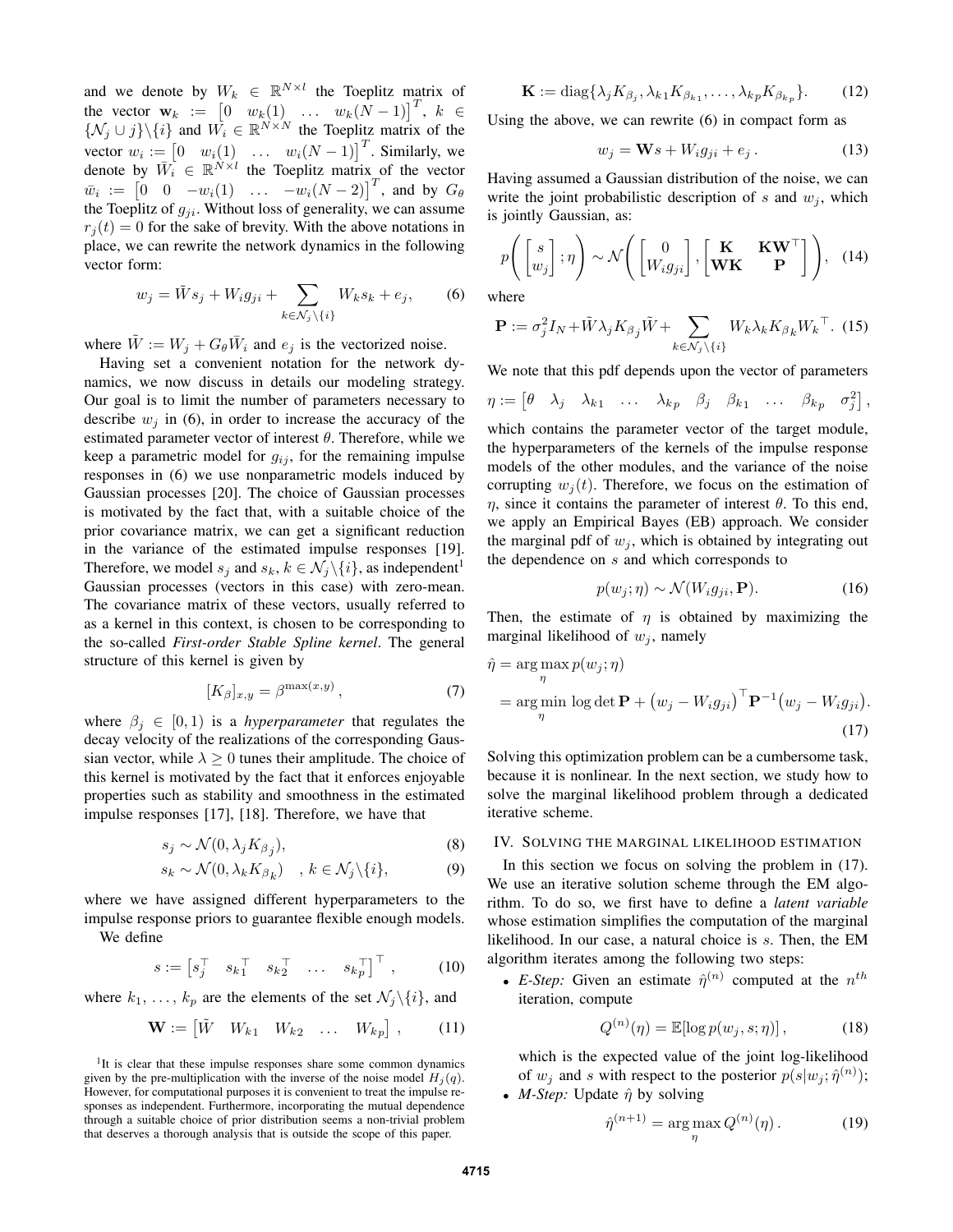and we denote by $W_k \in \mathbb{R}^{N\times l}$ the Toeplitz matrix of the vector $\mathbf{w}_k := \begin{bmatrix} 0 & w_k(1) & \dots & w_k(N-1)\end{bmatrix}^T$, $k \in \{\mathcal{N}_j \cup j\}\backslash\{i\}$ and $W_i \in \mathbb{R}^{N\times N}$ the Toeplitz matrix of the vector $w_i := \begin{bmatrix} 0 & w_i(1) & \dots & w_i(N-1)\end{bmatrix}^T$. Similarly, we denote by $\bar{W}_i \in \mathbb{R}^{N\times l}$ the Toeplitz matrix of the vector $\bar{w}_i := \begin{bmatrix} 0 & 0 & -w_i(1) & \dots & -w_i(N-2)\end{bmatrix}^T$, and by $G_\theta$ the Toeplitz of $g_{ji}$. Without loss of generality, we can assume $r_j(t) = 0$ for the sake of brevity. With the above notations in place, we can rewrite the network dynamics in the following vector form:

$$w_j = \tilde{W} s_j + W_i g_{ji} + \sum_{k\in\mathcal{N}_j\backslash\{i\}} W_k s_k + e_j, \tag{6}$$

where $\tilde{W} := W_j + G_\theta \bar{W}_i$ and $e_j$ is the vectorized noise.

Having set a convenient notation for the network dynamics, we now discuss in details our modeling strategy. Our goal is to limit the number of parameters necessary to describe $w_j$ in (6), in order to increase the accuracy of the estimated parameter vector of interest $\theta$. Therefore, while we keep a parametric model for $g_{ij}$, for the remaining impulse responses in (6) we use nonparametric models induced by Gaussian processes [20]. The choice of Gaussian processes is motivated by the fact that, with a suitable choice of the prior covariance matrix, we can get a significant reduction in the variance of the estimated impulse responses [19]. Therefore, we model $s_j$ and $s_k$, $k \in \mathcal{N}_j\backslash\{i\}$, as independent[1] Gaussian processes (vectors in this case) with zero-mean. The covariance matrix of these vectors, usually referred to as a kernel in this context, is chosen to be corresponding to the so-called *First-order Stable Spline kernel*. The general structure of this kernel is given by

$$[K_\beta]_{x,y} = \beta^{\max(x,y)}, \tag{7}$$

where $\beta_j \in [0, 1)$ is a *hyperparameter* that regulates the decay velocity of the realizations of the corresponding Gaussian vector, while $\lambda \geq 0$ tunes their amplitude. The choice of this kernel is motivated by the fact that it enforces enjoyable properties such as stability and smoothness in the estimated impulse responses [17], [18]. Therefore, we have that

$$s_j \sim \mathcal{N}(0, \lambda_j K_{\beta_j}), \tag{8}$$

$$s_k \sim \mathcal{N}(0, \lambda_k K_{\beta_k}) \quad , k \in \mathcal{N}_j\backslash\{i\}, \tag{9}$$

where we have assigned different hyperparameters to the impulse response priors to guarantee flexible enough models.

We define

$$s := \begin{bmatrix} s_j^\top & s_{k1}^\top & s_{k2}^\top & \dots & s_{kp}^\top \end{bmatrix}^\top, \tag{10}$$

where $k_1, \dots, k_p$ are the elements of the set $\mathcal{N}_j\backslash\{i\}$, and

$$\mathbf{W} := \begin{bmatrix} \tilde{W} & W_{k1} & W_{k2} & \dots & W_{kp}\end{bmatrix}, \tag{11}$$

[1] It is clear that these impulse responses share some common dynamics given by the pre-multiplication with the inverse of the noise model $H_j(q)$. However, for computational purposes it is convenient to treat the impulse responses as independent. Furthermore, incorporating the mutual dependence through a suitable choice of prior distribution seems a non-trivial problem that deserves a thorough analysis that is outside the scope of this paper.

$$\mathbf{K} := \operatorname{diag}\{\lambda_j K_{\beta_j}, \lambda_{k1} K_{\beta_{k1}}, \dots, \lambda_{kp} K_{\beta_{kp}}\}. \tag{12}$$

Using the above, we can rewrite (6) in compact form as

$$w_j = \mathbf{W} s + W_i g_{ji} + e_j\,. \tag{13}$$

Having assumed a Gaussian distribution of the noise, we can write the joint probabilistic description of $s$ and $w_j$, which is jointly Gaussian, as:

$$p\left(\begin{bmatrix} s \\ w_j\end{bmatrix}; \eta\right) \sim \mathcal{N}\left(\begin{bmatrix} 0 \\ W_i g_{ji}\end{bmatrix}, \begin{bmatrix} \mathbf{K} & \mathbf{K}\mathbf{W}^\top \\ \mathbf{W}\mathbf{K} & \mathbf{P}\end{bmatrix}\right), \tag{14}$$

where

$$\mathbf{P} := \sigma_j^2 I_N + \tilde{W}\lambda_j K_{\beta_j}\tilde{W} + \sum_{k\in\mathcal{N}_j\backslash\{i\}} W_k \lambda_k K_{\beta_k} W_k^\top. \tag{15}$$

We note that this pdf depends upon the vector of parameters

$$\eta := \begin{bmatrix} \theta & \lambda_j & \lambda_{k1} & \dots & \lambda_{kp} & \beta_j & \beta_{k1} & \dots & \beta_{kp} & \sigma_j^2\end{bmatrix},$$

which contains the parameter vector of the target module, the hyperparameters of the kernels of the impulse response models of the other modules, and the variance of the noise corrupting $w_j(t)$. Therefore, we focus on the estimation of $\eta$, since it contains the parameter of interest $\theta$. To this end, we apply an Empirical Bayes (EB) approach. We consider the marginal pdf of $w_j$, which is obtained by integrating out the dependence on $s$ and which corresponds to

$$p(w_j; \eta) \sim \mathcal{N}(W_i g_{ji}, \mathbf{P}). \tag{16}$$

Then, the estimate of $\eta$ is obtained by maximizing the marginal likelihood of $w_j$, namely

$$\begin{aligned}\hat{\eta} &= \arg\max_\eta p(w_j; \eta) \\ &= \arg\min_\eta \log\det \mathbf{P} + \big(w_j - W_i g_{ji}\big)^\top \mathbf{P}^{-1}\big(w_j - W_i g_{ji}\big).\end{aligned} \tag{17}$$

Solving this optimization problem can be a cumbersome task, because it is nonlinear. In the next section, we study how to solve the marginal likelihood problem through a dedicated iterative scheme.

## IV. Solving the marginal likelihood estimation

In this section we focus on solving the problem in (17). We use an iterative solution scheme through the EM algorithm. To do so, we first have to define a *latent variable* whose estimation simplifies the computation of the marginal likelihood. In our case, a natural choice is $s$. Then, the EM algorithm iterates among the following two steps:

- *E-Step:* Given an estimate $\hat{\eta}^{(n)}$ computed at the $n^{th}$ iteration, compute

$$Q^{(n)}(\eta) = \mathbb{E}[\log p(w_j, s; \eta)], \tag{18}$$

  which is the expected value of the joint log-likelihood of $w_j$ and $s$ with respect to the posterior $p(s|w_j; \hat{\eta}^{(n)})$;
- *M-Step:* Update $\hat{\eta}$ by solving

$$\hat{\eta}^{(n+1)} = \arg\max_\eta Q^{(n)}(\eta)\,. \tag{19}$$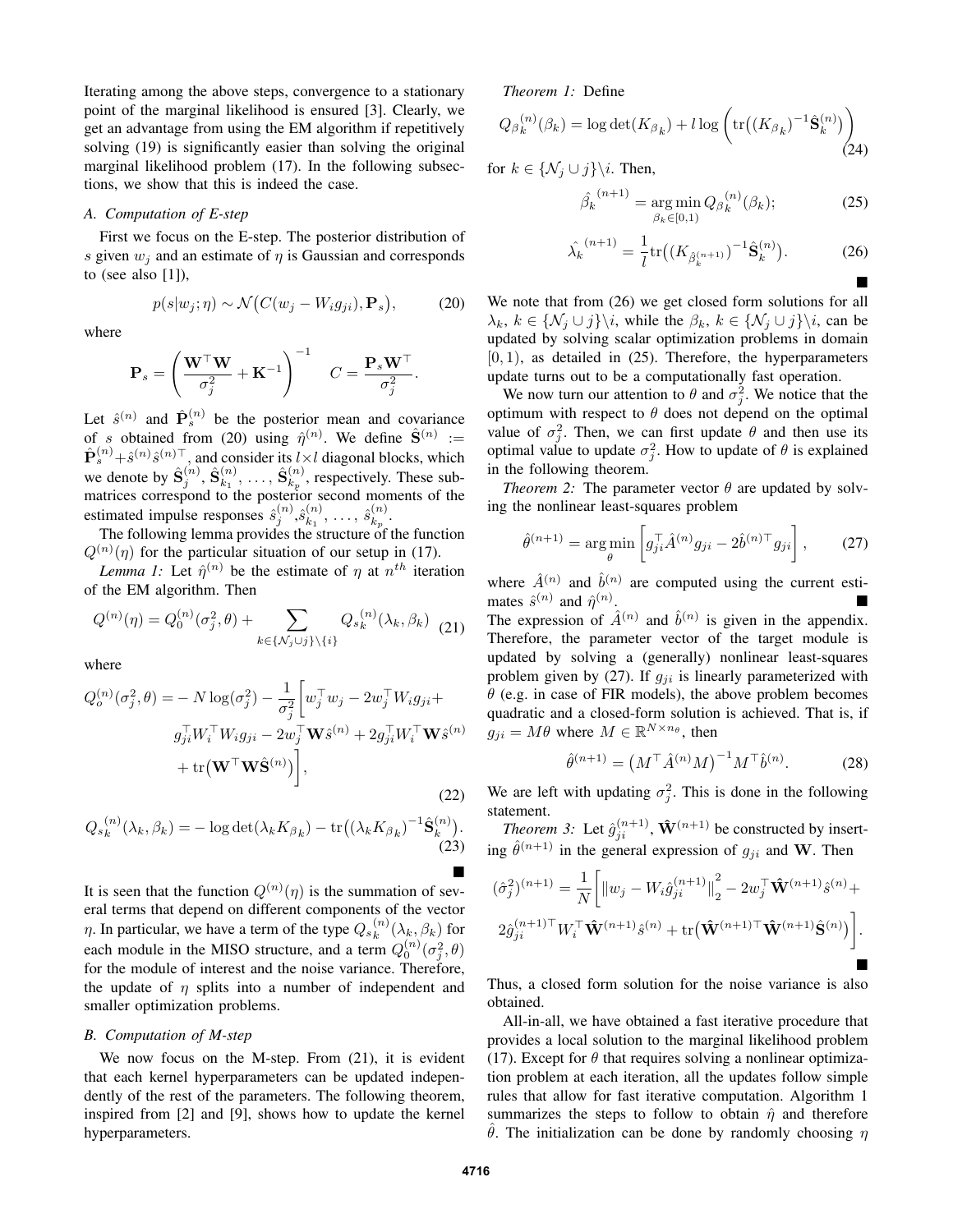Iterating among the above steps, convergence to a stationary point of the marginal likelihood is ensured [3]. Clearly, we get an advantage from using the EM algorithm if repetitively solving (19) is significantly easier than solving the original marginal likelihood problem (17). In the following subsections, we show that this is indeed the case.

### A. Computation of E-step

First we focus on the E-step. The posterior distribution of $s$ given $w_j$ and an estimate of $\eta$ is Gaussian and corresponds to (see also [1]),

$$p(s|w_j;\eta) \sim \mathcal{N}\big(C(w_j - W_i g_{ji}), \mathbf{P}_s\big), \tag{20}$$

where

$$\mathbf{P}_s = \left(\frac{\mathbf{W}^\top \mathbf{W}}{\sigma_j^2} + \mathbf{K}^{-1}\right)^{-1} \quad C = \frac{\mathbf{P}_s \mathbf{W}^\top}{\sigma_j^2}.$$

Let $\hat{s}^{(n)}$ and $\hat{\mathbf{P}}_s^{(n)}$ be the posterior mean and covariance of $s$ obtained from (20) using $\hat{\eta}^{(n)}$. We define $\hat{\mathbf{S}}^{(n)} := \hat{\mathbf{P}}_s^{(n)} + \hat{s}^{(n)}\hat{s}^{(n)\top}$, and consider its $l \times l$ diagonal blocks, which we denote by $\hat{\mathbf{S}}_j^{(n)}, \hat{\mathbf{S}}_{k_1}^{(n)}, \ldots, \hat{\mathbf{S}}_{k_p}^{(n)}$, respectively. These submatrices correspond to the posterior second moments of the estimated impulse responses $\hat{s}_j^{(n)}, \hat{s}_{k_1}^{(n)}, \ldots, \hat{s}_{k_p}^{(n)}$.

The following lemma provides the structure of the function $Q^{(n)}(\eta)$ for the particular situation of our setup in (17).

*Lemma 1:* Let $\hat{\eta}^{(n)}$ be the estimate of $\eta$ at $n^{th}$ iteration of the EM algorithm. Then

$$Q^{(n)}(\eta) = Q_0^{(n)}(\sigma_j^2, \theta) + \sum_{k \in \{\mathcal{N}_j \cup j\} \setminus \{i\}} Q_{s_k}^{(n)}(\lambda_k, \beta_k) \tag{21}$$

where

$$\begin{aligned} Q_o^{(n)}(\sigma_j^2, \theta) = &- N\log(\sigma_j^2) - \frac{1}{\sigma_j^2}\Big[ w_j^\top w_j - 2w_j^\top W_i g_{ji} + \\ & g_{ji}^\top W_i^\top W_i g_{ji} - 2w_j^\top \mathbf{W}\hat{s}^{(n)} + 2g_{ji}^\top W_i^\top \mathbf{W}\hat{s}^{(n)} \\ & + \mathrm{tr}\big(\mathbf{W}^\top \mathbf{W}\hat{\mathbf{S}}^{(n)}\big)\Big], \end{aligned} \tag{22}$$

$$Q_{s_k}^{(n)}(\lambda_k, \beta_k) = -\log\det(\lambda_k K_{\beta_k}) - \mathrm{tr}\big((\lambda_k K_{\beta_k})^{-1}\hat{\mathbf{S}}_k^{(n)}\big). \tag{23}$$

■

It is seen that the function $Q^{(n)}(\eta)$ is the summation of several terms that depend on different components of the vector $\eta$. In particular, we have a term of the type $Q_{s_k}^{(n)}(\lambda_k, \beta_k)$ for each module in the MISO structure, and a term $Q_0^{(n)}(\sigma_j^2, \theta)$ for the module of interest and the noise variance. Therefore, the update of $\eta$ splits into a number of independent and smaller optimization problems.

### B. Computation of M-step

We now focus on the M-step. From (21), it is evident that each kernel hyperparameter can be updated independently of the rest of the parameters. The following theorem, inspired from [2] and [9], shows how to update the kernel hyperparameters.

*Theorem 1:* Define

$$Q_{\beta_k}^{(n)}(\beta_k) = \log\det(K_{\beta_k}) + l\log\left(\mathrm{tr}\big((K_{\beta_k})^{-1}\hat{\mathbf{S}}_k^{(n)}\big)\right) \tag{24}$$

for $k \in \{\mathcal{N}_j \cup j\} \setminus i$. Then,

$$\hat{\beta}_k^{(n+1)} = \arg\min_{\beta_k \in [0,1)} Q_{\beta_k}^{(n)}(\beta_k); \tag{25}$$

$$\hat{\lambda}_k^{(n+1)} = \frac{1}{l}\mathrm{tr}\big((K_{\hat{\beta}_k^{(n+1)}})^{-1}\hat{\mathbf{S}}_k^{(n)}\big). \tag{26}$$

■

We note that from (26) we get closed form solutions for all $\lambda_k$, $k \in \{\mathcal{N}_j \cup j\} \setminus i$, while the $\beta_k$, $k \in \{\mathcal{N}_j \cup j\} \setminus i$, can be updated by solving scalar optimization problems in domain $[0, 1)$, as detailed in (25). Therefore, the hyperparameters update turns out to be a computationally fast operation.

We now turn our attention to $\theta$ and $\sigma_j^2$. We notice that the optimum with respect to $\theta$ does not depend on the optimal value of $\sigma_j^2$. Then, we can first update $\theta$ and then use its optimal value to update $\sigma_j^2$. How to update of $\theta$ is explained in the following theorem.

*Theorem 2:* The parameter vector $\theta$ are updated by solving the nonlinear least-squares problem

$$\hat{\theta}^{(n+1)} = \arg\min_\theta \left[ g_{ji}^\top \hat{A}^{(n)} g_{ji} - 2\hat{b}^{(n)\top} g_{ji} \right], \tag{27}$$

where $\hat{A}^{(n)}$ and $\hat{b}^{(n)}$ are computed using the current estimates $\hat{s}^{(n)}$ and $\hat{\eta}^{(n)}$. ■

The expression of $\hat{A}^{(n)}$ and $\hat{b}^{(n)}$ is given in the appendix. Therefore, the parameter vector of the target module is updated by solving a (generally) nonlinear least-squares problem given by (27). If $g_{ji}$ is linearly parameterized with $\theta$ (e.g. in case of FIR models), the above problem becomes quadratic and a closed-form solution is achieved. That is, if $g_{ji} = M\theta$ where $M \in \mathbb{R}^{N \times n_\theta}$, then

$$\hat{\theta}^{(n+1)} = \big(M^\top \hat{A}^{(n)} M\big)^{-1} M^\top \hat{b}^{(n)}. \tag{28}$$

We are left with updating $\sigma_j^2$. This is done in the following statement.

*Theorem 3:* Let $\hat{g}_{ji}^{(n+1)}$, $\hat{\mathbf{W}}^{(n+1)}$ be constructed by inserting $\hat{\theta}^{(n+1)}$ in the general expression of $g_{ji}$ and $\mathbf{W}$. Then

$$\begin{aligned} (\hat{\sigma}_j^2)^{(n+1)} = \frac{1}{N}\Big[ & \big\|w_j - W_i\hat{g}_{ji}^{(n+1)}\big\|_2^2 - 2w_j^\top \hat{\mathbf{W}}^{(n+1)}\hat{s}^{(n)} + \\ & 2\hat{g}_{ji}^{(n+1)\top} W_i^\top \hat{\mathbf{W}}^{(n+1)}\hat{s}^{(n)} + \mathrm{tr}\big(\hat{\mathbf{W}}^{(n+1)\top}\hat{\mathbf{W}}^{(n+1)}\hat{\mathbf{S}}^{(n)}\big)\Big]. \end{aligned}$$

■

Thus, a closed form solution for the noise variance is also obtained.

All-in-all, we have obtained a fast iterative procedure that provides a local solution to the marginal likelihood problem (17). Except for $\theta$ that requires solving a nonlinear optimization problem at each iteration, all the updates follow simple rules that allow for fast iterative computation. Algorithm 1 summarizes the steps to follow to obtain $\hat{\eta}$ and therefore $\hat{\theta}$. The initialization can be done by randomly choosing $\eta$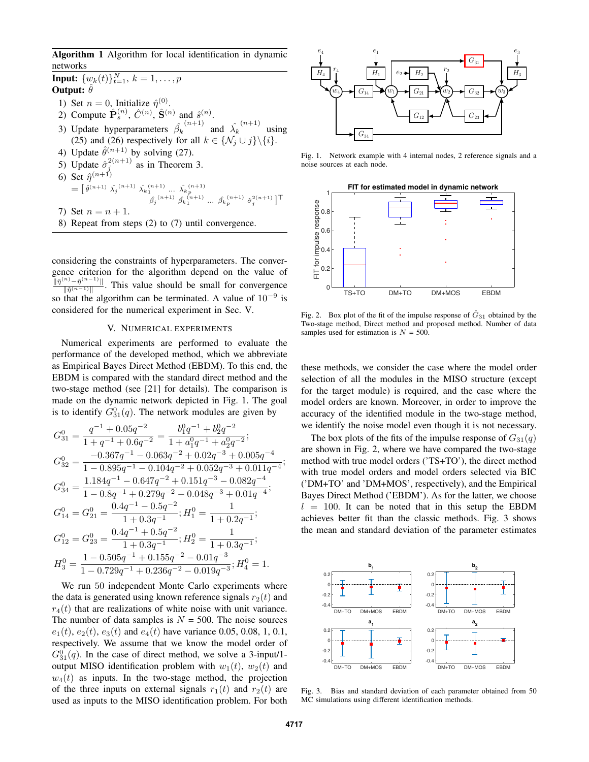**Algorithm 1** Algorithm for local identification in dynamic networks

**Input:** $\{w_k(t)\}_{t=1}^N$, $k = 1, \ldots, p$

**Output:** $\hat{\theta}$

1) Set $n = 0$, Initialize $\hat{\eta}^{(0)}$.
2) Compute $\hat{\mathbf{P}}_s^{(n)}$, $\hat{C}^{(n)}$, $\hat{\mathbf{S}}^{(n)}$ and $\hat{s}^{(n)}$.
3) Update hyperparameters $\hat{\beta}_k^{(n+1)}$ and $\hat{\lambda}_k^{(n+1)}$ using (25) and (26) respectively for all $k \in \{\mathcal{N}_j \cup j\} \backslash \{i\}$.
4) Update $\hat{\theta}^{(n+1)}$ by solving (27).
5) Update $\hat{\sigma}_j^{2(n+1)}$ as in Theorem 3.
6) Set $\hat{\eta}^{(n+1)} = [\, \hat{\theta}^{(n+1)} \; \hat{\lambda}_j^{(n+1)} \; \hat{\lambda}_{k_1}^{(n+1)} \ldots \hat{\lambda}_{k_p}^{(n+1)} \; \hat{\beta}_j^{(n+1)} \; \hat{\beta}_{k_1}^{(n+1)} \ldots \hat{\beta}_{k_p}^{(n+1)} \; \hat{\sigma}_j^{2(n+1)} \,]^\top$
7) Set $n = n + 1$.
8) Repeat from steps (2) to (7) until convergence.

considering the constraints of hyperparameters. The convergence criterion for the algorithm depend on the value of $\frac{\|\hat{\eta}^{(n)} - \hat{\eta}^{(n-1)}\|}{\|\hat{\eta}^{(n-1)}\|}$. This value should be small for convergence so that the algorithm can be terminated. A value of $10^{-9}$ is considered for the numerical experiment in Sec. V.

## V. Numerical Experiments

Numerical experiments are performed to evaluate the performance of the developed method, which we abbreviate as Empirical Bayes Direct Method (EBDM). To this end, the EBDM is compared with the standard direct method and the two-stage method (see [21] for details). The comparison is made on the dynamic network depicted in Fig. 1. The goal is to identify $G_{31}^0(q)$. The network modules are given by

$$G_{31}^0 = \frac{q^{-1} + 0.05q^{-2}}{1 + q^{-1} + 0.6q^{-2}} = \frac{b_1^0 q^{-1} + b_2^0 q^{-2}}{1 + a_1^0 q^{-1} + a_2^0 q^{-2}};$$

$$G_{32}^0 = \frac{-0.367q^{-1} - 0.063q^{-2} + 0.02q^{-3} + 0.005q^{-4}}{1 - 0.895q^{-1} - 0.104q^{-2} + 0.052q^{-3} + 0.011q^{-4}};$$

$$G_{34}^0 = \frac{1.184q^{-1} - 0.647q^{-2} + 0.151q^{-3} - 0.082q^{-4}}{1 - 0.8q^{-1} + 0.279q^{-2} - 0.048q^{-3} + 0.01q^{-4}};$$

$$G_{14}^0 = G_{21}^0 = \frac{0.4q^{-1} - 0.5q^{-2}}{1 + 0.3q^{-1}}; H_1^0 = \frac{1}{1 + 0.2q^{-1}};$$

$$G_{12}^0 = G_{23}^0 = \frac{0.4q^{-1} + 0.5q^{-2}}{1 + 0.3q^{-1}}; H_2^0 = \frac{1}{1 + 0.3q^{-1}};$$

$$H_3^0 = \frac{1 - 0.505q^{-1} + 0.155q^{-2} - 0.01q^{-3}}{1 - 0.729q^{-1} + 0.236q^{-2} - 0.019q^{-3}}; H_4^0 = 1.$$

We run 50 independent Monte Carlo experiments where the data is generated using known reference signals $r_2(t)$ and $r_4(t)$ that are realizations of white noise with unit variance. The number of data samples is $N$ = 500. The noise sources $e_1(t)$, $e_2(t)$, $e_3(t)$ and $e_4(t)$ have variance 0.05, 0.08, 1, 0.1, respectively. We assume that we know the model order of $G_{31}^0(q)$. In the case of direct method, we solve a 3-input/1-output MISO identification problem with $w_1(t)$, $w_2(t)$ and $w_4(t)$ as inputs. In the two-stage method, the projection of the three inputs on external signals $r_1(t)$ and $r_2(t)$ are used as inputs to the MISO identification problem. For both these methods, we consider the case where the model order selection of all the modules in the MISO structure (except for the target module) is required, and the case where the model orders are known. Moreover, in order to improve the accuracy of the identified module in the two-stage method, we identify the noise model even though it is not necessary.

The box plots of the fits of the impulse response of $G_{31}(q)$ are shown in Fig. 2, where we have compared the two-stage method with true model orders ('TS+TO'), the direct method with true model orders and model orders selected via BIC ('DM+TO' and 'DM+MOS', respectively), and the Empirical Bayes Direct Method ('EBDM'). As for the latter, we choose $l$ = 100. It can be noted that in this setup the EBDM achieves better fit than the classic methods. Fig. 3 shows the mean and standard deviation of the parameter estimates

Fig. 1. Network example with 4 internal nodes, 2 reference signals and a noise sources at each node.

Fig. 2. Box plot of the fit of the impulse response of $\hat{G}_{31}$ obtained by the Two-stage method, Direct method and proposed method. Number of data samples used for estimation is $N$ = 500.

Fig. 3. Bias and standard deviation of each parameter obtained from 50 MC simulations using different identification methods.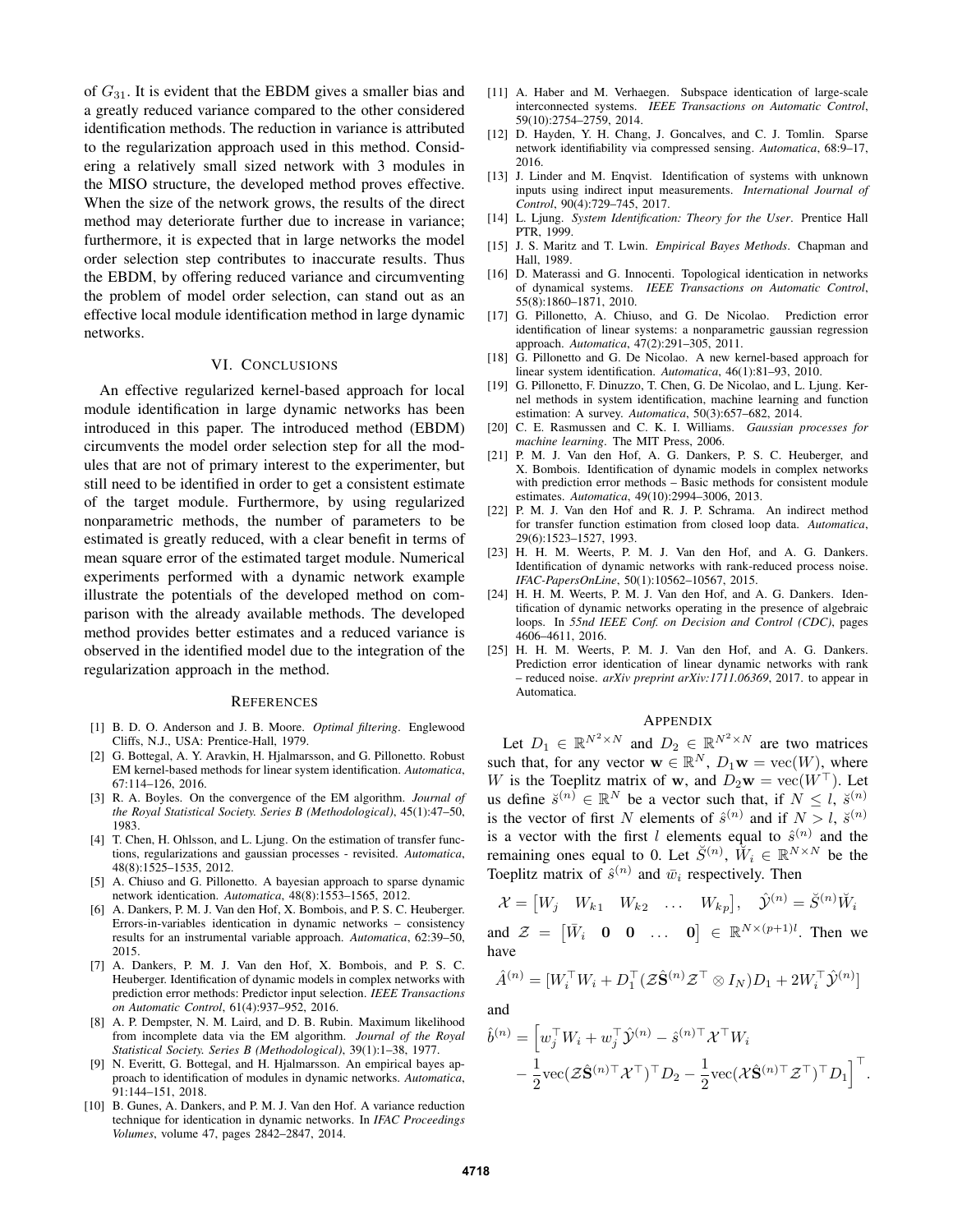of $G_{31}$. It is evident that the EBDM gives a smaller bias and a greatly reduced variance compared to the other considered identification methods. The reduction in variance is attributed to the regularization approach used in this method. Considering a relatively small sized network with 3 modules in the MISO structure, the developed method proves effective. When the size of the network grows, the results of the direct method may deteriorate further due to increase in variance; furthermore, it is expected that in large networks the model order selection step contributes to inaccurate results. Thus the EBDM, by offering reduced variance and circumventing the problem of model order selection, can stand out as an effective local module identification method in large dynamic networks.

## VI. Conclusions

An effective regularized kernel-based approach for local module identification in large dynamic networks has been introduced in this paper. The introduced method (EBDM) circumvents the model order selection step for all the modules that are not of primary interest to the experimenter, but still need to be identified in order to get a consistent estimate of the target module. Furthermore, by using regularized nonparametric methods, the number of parameters to be estimated is greatly reduced, with a clear benefit in terms of mean square error of the estimated target module. Numerical experiments performed with a dynamic network example illustrate the potentials of the developed method on comparison with the already available methods. The developed method provides better estimates and a reduced variance is observed in the identified model due to the integration of the regularization approach in the method.

## References

[1] B. D. O. Anderson and J. B. Moore. *Optimal filtering*. Englewood Cliffs, N.J., USA: Prentice-Hall, 1979.

[2] G. Bottegal, A. Y. Aravkin, H. Hjalmarsson, and G. Pillonetto. Robust EM kernel-based methods for linear system identification. *Automatica*, 67:114–126, 2016.

[3] R. A. Boyles. On the convergence of the EM algorithm. *Journal of the Royal Statistical Society. Series B (Methodological)*, 45(1):47–50, 1983.

[4] T. Chen, H. Ohlsson, and L. Ljung. On the estimation of transfer functions, regularizations and gaussian processes - revisited. *Automatica*, 48(8):1525–1535, 2012.

[5] A. Chiuso and G. Pillonetto. A bayesian approach to sparse dynamic network identication. *Automatica*, 48(8):1553–1565, 2012.

[6] A. Dankers, P. M. J. Van den Hof, X. Bombois, and P. S. C. Heuberger. Errors-in-variables identication in dynamic networks – consistency results for an instrumental variable approach. *Automatica*, 62:39–50, 2015.

[7] A. Dankers, P. M. J. Van den Hof, X. Bombois, and P. S. C. Heuberger. Identification of dynamic models in complex networks with prediction error methods: Predictor input selection. *IEEE Transactions on Automatic Control*, 61(4):937–952, 2016.

[8] A. P. Dempster, N. M. Laird, and D. B. Rubin. Maximum likelihood from incomplete data via the EM algorithm. *Journal of the Royal Statistical Society. Series B (Methodological)*, 39(1):1–38, 1977.

[9] N. Everitt, G. Bottegal, and H. Hjalmarsson. An empirical bayes approach to identification of modules in dynamic networks. *Automatica*, 91:144–151, 2018.

[10] B. Gunes, A. Dankers, and P. M. J. Van den Hof. A variance reduction technique for identication in dynamic networks. In *IFAC Proceedings Volumes*, volume 47, pages 2842–2847, 2014.

[11] A. Haber and M. Verhaegen. Subspace identication of large-scale interconnected systems. *IEEE Transactions on Automatic Control*, 59(10):2754–2759, 2014.

[12] D. Hayden, Y. H. Chang, J. Goncalves, and C. J. Tomlin. Sparse network identifiability via compressed sensing. *Automatica*, 68:9–17, 2016.

[13] J. Linder and M. Enqvist. Identification of systems with unknown inputs using indirect input measurements. *International Journal of Control*, 90(4):729–745, 2017.

[14] L. Ljung. *System Identification: Theory for the User*. Prentice Hall PTR, 1999.

[15] J. S. Maritz and T. Lwin. *Empirical Bayes Methods*. Chapman and Hall, 1989.

[16] D. Materassi and G. Innocenti. Topological identication in networks of dynamical systems. *IEEE Transactions on Automatic Control*, 55(8):1860–1871, 2010.

[17] G. Pillonetto, A. Chiuso, and G. De Nicolao. Prediction error identification of linear systems: a nonparametric gaussian regression approach. *Automatica*, 47(2):291–305, 2011.

[18] G. Pillonetto and G. De Nicolao. A new kernel-based approach for linear system identification. *Automatica*, 46(1):81–93, 2010.

[19] G. Pillonetto, F. Dinuzzo, T. Chen, G. De Nicolao, and L. Ljung. Kernel methods in system identification, machine learning and function estimation: A survey. *Automatica*, 50(3):657–682, 2014.

[20] C. E. Rasmussen and C. K. I. Williams. *Gaussian processes for machine learning*. The MIT Press, 2006.

[21] P. M. J. Van den Hof, A. G. Dankers, P. S. C. Heuberger, and X. Bombois. Identification of dynamic models in complex networks with prediction error methods – Basic methods for consistent module estimates. *Automatica*, 49(10):2994–3006, 2013.

[22] P. M. J. Van den Hof and R. J. P. Schrama. An indirect method for transfer function estimation from closed loop data. *Automatica*, 29(6):1523–1527, 1993.

[23] H. H. M. Weerts, P. M. J. Van den Hof, and A. G. Dankers. Identification of dynamic networks with rank-reduced process noise. *IFAC-PapersOnLine*, 50(1):10562–10567, 2015.

[24] H. H. M. Weerts, P. M. J. Van den Hof, and A. G. Dankers. Identification of dynamic networks operating in the presence of algebraic loops. In *55nd IEEE Conf. on Decision and Control (CDC)*, pages 4606–4611, 2016.

[25] H. H. M. Weerts, P. M. J. Van den Hof, and A. G. Dankers. Prediction error identication of linear dynamic networks with rank – reduced noise. *arXiv preprint arXiv:1711.06369*, 2017. to appear in Automatica.

## Appendix

Let $D_1 \in \mathbb{R}^{N^2 \times N}$ and $D_2 \in \mathbb{R}^{N^2 \times N}$ are two matrices such that, for any vector $\mathbf{w} \in \mathbb{R}^N$, $D_1\mathbf{w} = \mathrm{vec}(W)$, where $W$ is the Toeplitz matrix of $\mathbf{w}$, and $D_2\mathbf{w} = \mathrm{vec}(W^\top)$. Let us define $\breve{s}^{(n)} \in \mathbb{R}^N$ be a vector such that, if $N \leq l$, $\breve{s}^{(n)}$ is the vector of first $N$ elements of $\hat{s}^{(n)}$ and if $N > l$, $\breve{s}^{(n)}$ is a vector with the first $l$ elements equal to $\hat{s}^{(n)}$ and the remaining ones equal to 0. Let $\breve{S}^{(n)}, \breve{W}_i \in \mathbb{R}^{N \times N}$ be the Toeplitz matrix of $\hat{s}^{(n)}$ and $\bar{w}_i$ respectively. Then

$$\mathcal{X} = \begin{bmatrix} W_j & W_{k1} & W_{k2} & \dots & W_{kp} \end{bmatrix}, \quad \hat{\mathcal{Y}}^{(n)} = \breve{S}^{(n)}\breve{W}_i$$

and $\mathcal{Z} = \begin{bmatrix} \bar{W}_i & \mathbf{0} & \mathbf{0} & \dots & \mathbf{0} \end{bmatrix} \in \mathbb{R}^{N \times (p+1)l}$. Then we have

$$\hat{A}^{(n)} = [W_i^\top W_i + D_1^\top (\mathcal{Z}\hat{\mathbf{S}}^{(n)}\mathcal{Z}^\top \otimes I_N)D_1 + 2W_i^\top \hat{\mathcal{Y}}^{(n)}]$$

and

$$\hat{b}^{(n)} = \Big[ w_j^\top W_i + w_j^\top \hat{\mathcal{Y}}^{(n)} - \hat{s}^{(n)\top}\mathcal{X}^\top W_i - \frac{1}{2}\mathrm{vec}(\mathcal{Z}\hat{\mathbf{S}}^{(n)\top}\mathcal{X}^\top)^\top D_2 - \frac{1}{2}\mathrm{vec}(\mathcal{X}\hat{\mathbf{S}}^{(n)\top}\mathcal{Z}^\top)^\top D_1 \Big]^\top.$$